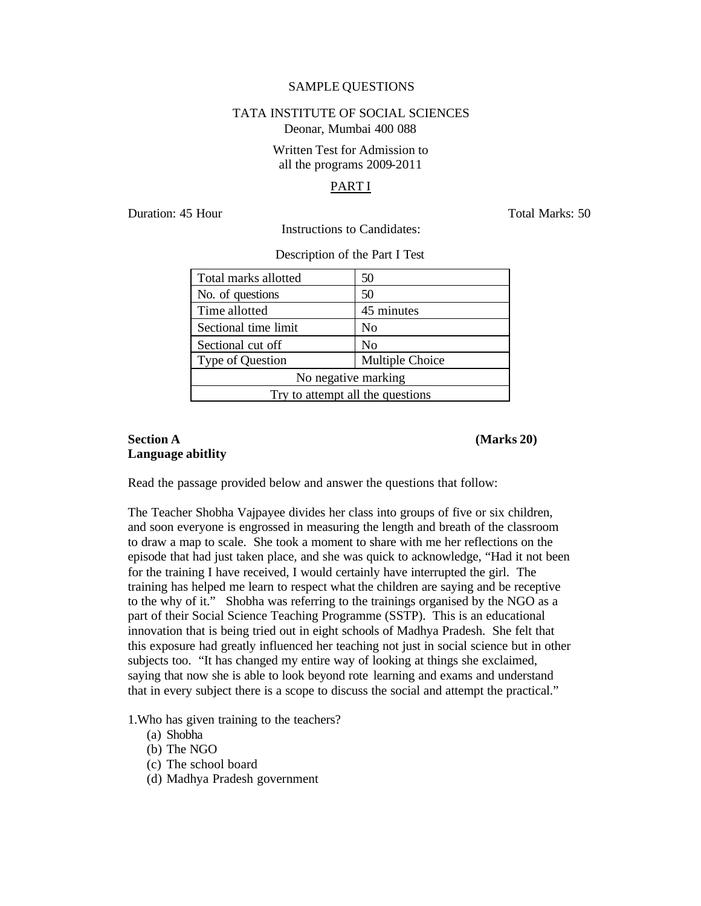SAMPLE QUESTIONS

TATA INSTITUTE OF SOCIAL SCIENCES
Deonar, Mumbai 400 088

Written Test for Admission to
all the programs 2009-2011

PART I

Duration: 45 Hour Total Marks: 50

Instructions to Candidates:

Description of the Part I Test

| Total marks allotted | 50 |
|---|---|
| No. of questions | 50 |
| Time allotted | 45 minutes |
| Sectional time limit | No |
| Sectional cut off | No |
| Type of Question | Multiple Choice |
| No negative marking | |
| Try to attempt all the questions | |

**Section A** **(Marks 20)**
**Language abitlity**

Read the passage provided below and answer the questions that follow:

The Teacher Shobha Vajpayee divides her class into groups of five or six children, and soon everyone is engrossed in measuring the length and breath of the classroom to draw a map to scale. She took a moment to share with me her reflections on the episode that had just taken place, and she was quick to acknowledge, "Had it not been for the training I have received, I would certainly have interrupted the girl. The training has helped me learn to respect what the children are saying and be receptive to the why of it." Shobha was referring to the trainings organised by the NGO as a part of their Social Science Teaching Programme (SSTP). This is an educational innovation that is being tried out in eight schools of Madhya Pradesh. She felt that this exposure had greatly influenced her teaching not just in social science but in other subjects too. "It has changed my entire way of looking at things she exclaimed, saying that now she is able to look beyond rote learning and exams and understand that in every subject there is a scope to discuss the social and attempt the practical."

1.Who has given training to the teachers?

(a) Shobha
(b) The NGO
(c) The school board
(d) Madhya Pradesh government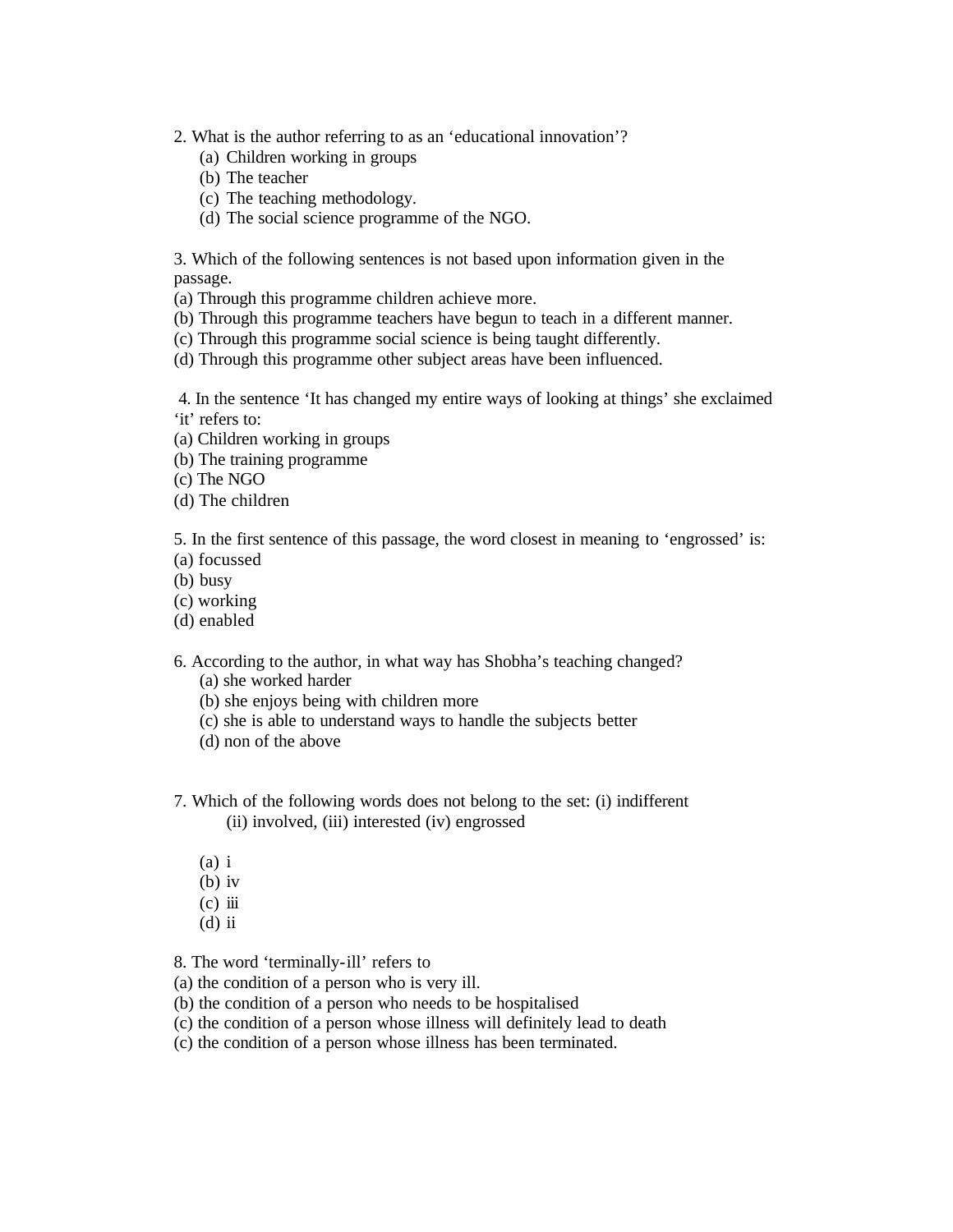2. What is the author referring to as an 'educational innovation'?

(a) Children working in groups
(b) The teacher
(c) The teaching methodology.
(d) The social science programme of the NGO.

3. Which of the following sentences is not based upon information given in the passage.

(a) Through this programme children achieve more.
(b) Through this programme teachers have begun to teach in a different manner.
(c) Through this programme social science is being taught differently.
(d) Through this programme other subject areas have been influenced.

4. In the sentence 'It has changed my entire ways of looking at things' she exclaimed 'it' refers to:

(a) Children working in groups
(b) The training programme
(c) The NGO
(d) The children

5. In the first sentence of this passage, the word closest in meaning to 'engrossed' is:

(a) focussed
(b) busy
(c) working
(d) enabled

6. According to the author, in what way has Shobha's teaching changed?

(a) she worked harder
(b) she enjoys being with children more
(c) she is able to understand ways to handle the subjects better
(d) non of the above

7. Which of the following words does not belong to the set: (i) indifferent (ii) involved, (iii) interested (iv) engrossed

(a) i
(b) iv
(c) iii
(d) ii

8. The word 'terminally-ill' refers to

(a) the condition of a person who is very ill.
(b) the condition of a person who needs to be hospitalised
(c) the condition of a person whose illness will definitely lead to death
(c) the condition of a person whose illness has been terminated.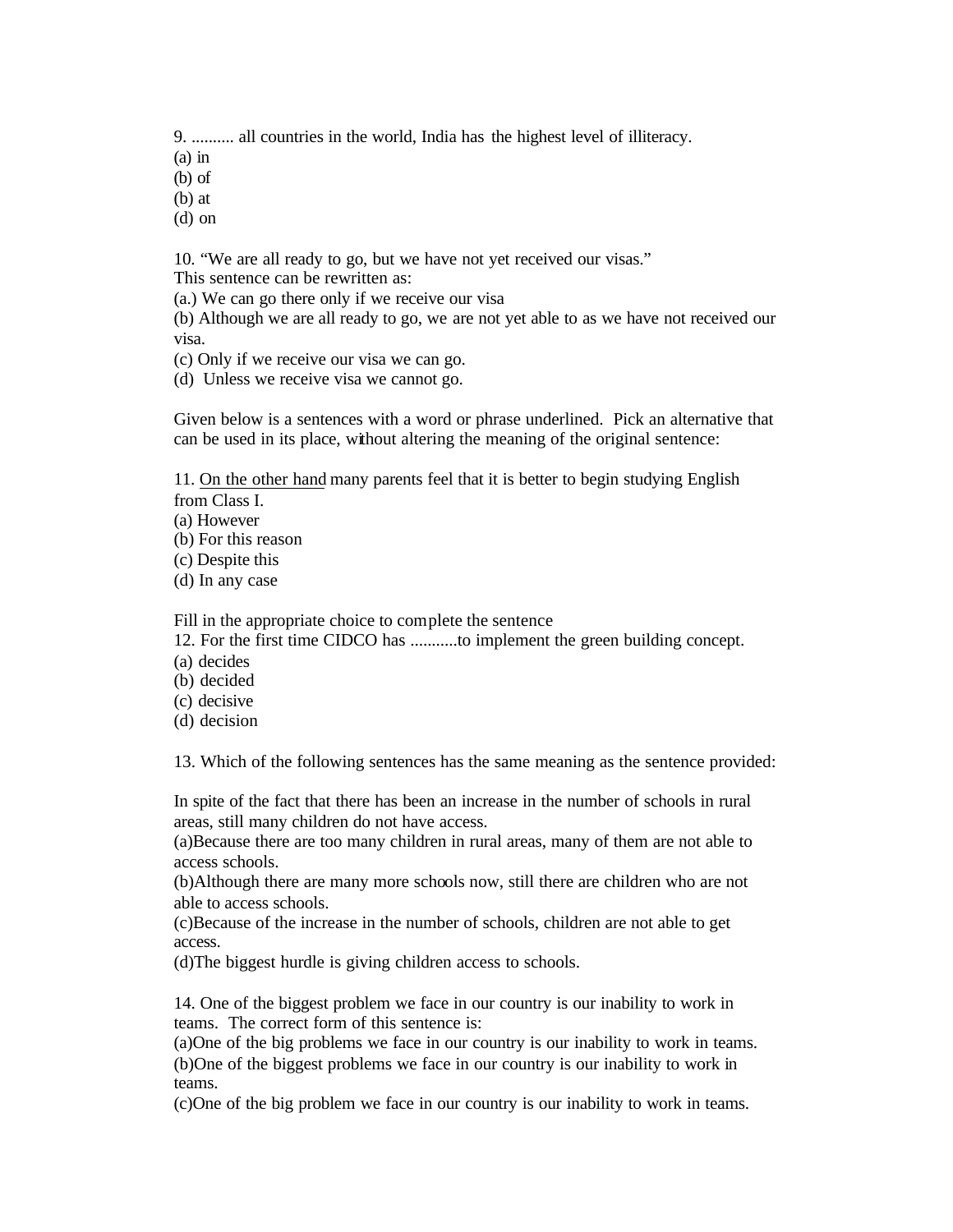9. .......... all countries in the world, India has the highest level of illiteracy.
(a) in
(b) of
(b) at
(d) on

10. "We are all ready to go, but we have not yet received our visas."
This sentence can be rewritten as:
(a.) We can go there only if we receive our visa
(b) Although we are all ready to go, we are not yet able to as we have not received our visa.
(c) Only if we receive our visa we can go.
(d) Unless we receive visa we cannot go.

Given below is a sentences with a word or phrase underlined. Pick an alternative that can be used in its place, without altering the meaning of the original sentence:

11. <u>On the other hand</u> many parents feel that it is better to begin studying English from Class I.
(a) However
(b) For this reason
(c) Despite this
(d) In any case

Fill in the appropriate choice to complete the sentence
12. For the first time CIDCO has ...........to implement the green building concept.
(a) decides
(b) decided
(c) decisive
(d) decision

13. Which of the following sentences has the same meaning as the sentence provided:

In spite of the fact that there has been an increase in the number of schools in rural areas, still many children do not have access.
(a)Because there are too many children in rural areas, many of them are not able to access schools.
(b)Although there are many more schools now, still there are children who are not able to access schools.
(c)Because of the increase in the number of schools, children are not able to get access.
(d)The biggest hurdle is giving children access to schools.

14. One of the biggest problem we face in our country is our inability to work in teams. The correct form of this sentence is:
(a)One of the big problems we face in our country is our inability to work in teams.
(b)One of the biggest problems we face in our country is our inability to work in teams.
(c)One of the big problem we face in our country is our inability to work in teams.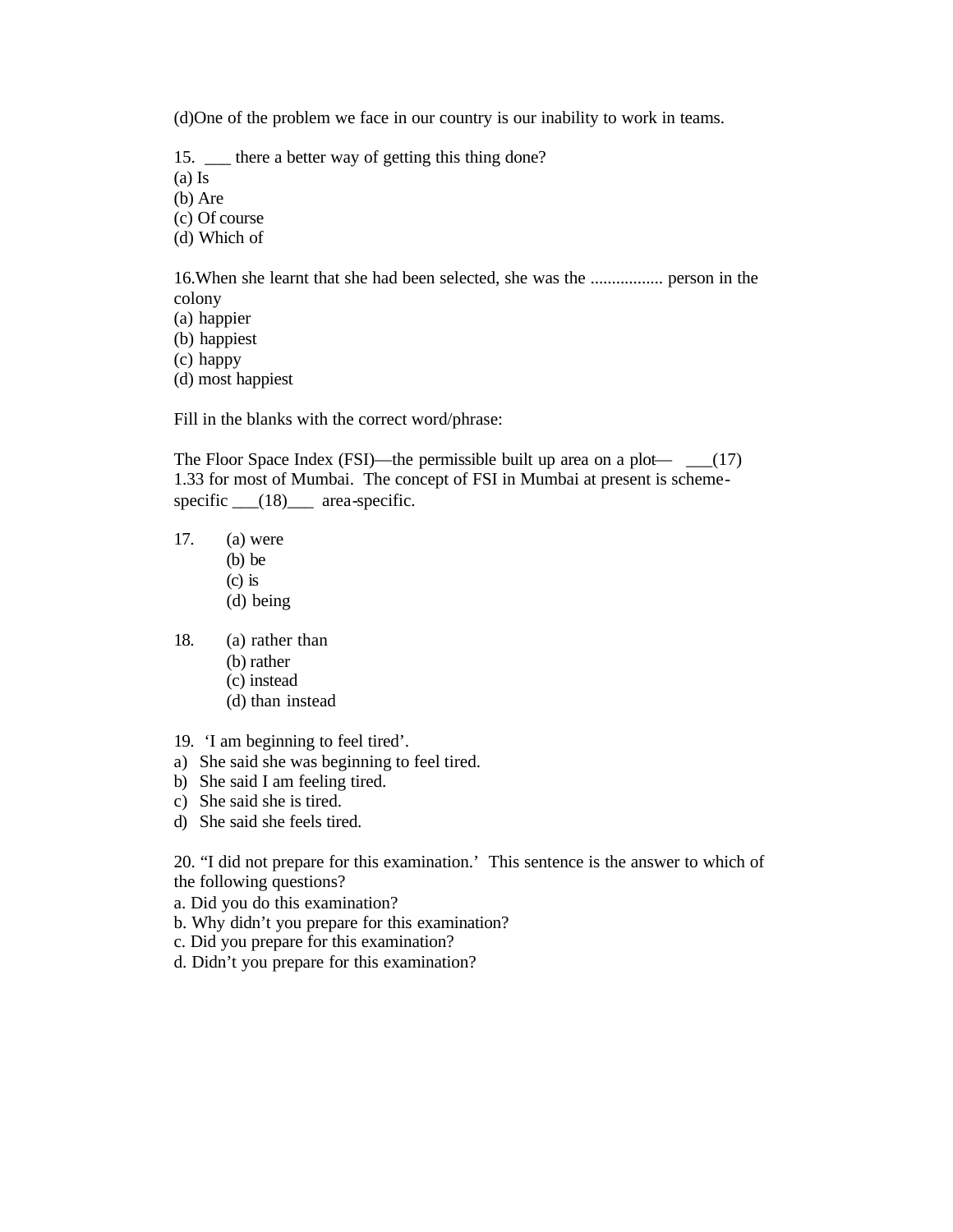(d)One of the problem we face in our country is our inability to work in teams.

15. ___ there a better way of getting this thing done?
(a) Is
(b) Are
(c) Of course
(d) Which of

16.When she learnt that she had been selected, she was the ................ person in the colony
(a) happier
(b) happiest
(c) happy
(d) most happiest

Fill in the blanks with the correct word/phrase:

The Floor Space Index (FSI)—the permissible built up area on a plot— ___(17) 1.33 for most of Mumbai. The concept of FSI in Mumbai at present is scheme-specific ___(18)___ area-specific.

17. (a) were
(b) be
(c) is
(d) being

18. (a) rather than
(b) rather
(c) instead
(d) than instead

19. 'I am beginning to feel tired'.
a) She said she was beginning to feel tired.
b) She said I am feeling tired.
c) She said she is tired.
d) She said she feels tired.

20. "I did not prepare for this examination.' This sentence is the answer to which of the following questions?
a. Did you do this examination?
b. Why didn't you prepare for this examination?
c. Did you prepare for this examination?
d. Didn't you prepare for this examination?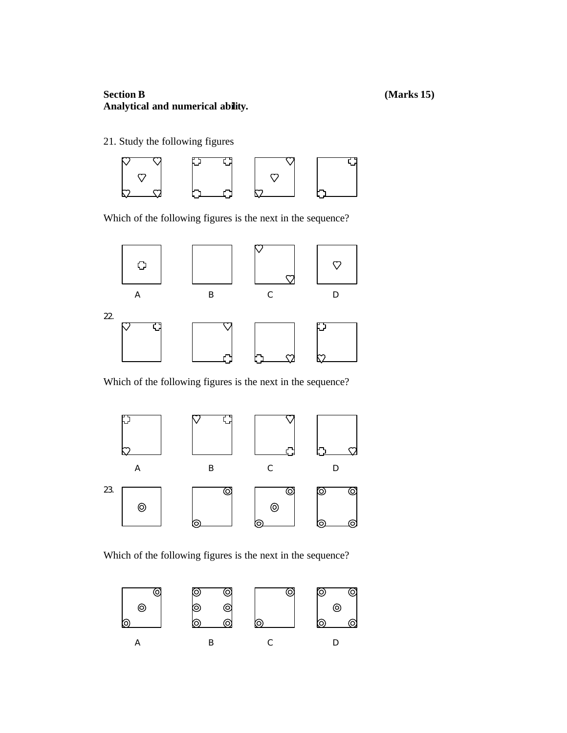**Section B** **(Marks 15)**
**Analytical and numerical ability.**

21. Study the following figures

Which of the following figures is the next in the sequence?

A B C D

22.

Which of the following figures is the next in the sequence?

A B C D

23.

Which of the following figures is the next in the sequence?

A B C D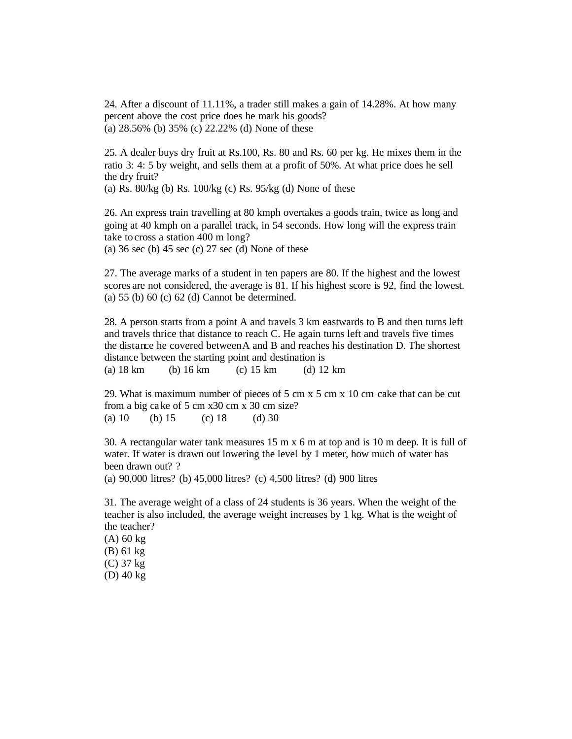24. After a discount of 11.11%, a trader still makes a gain of 14.28%. At how many percent above the cost price does he mark his goods?
(a) 28.56% (b) 35% (c) 22.22% (d) None of these

25. A dealer buys dry fruit at Rs.100, Rs. 80 and Rs. 60 per kg. He mixes them in the ratio 3: 4: 5 by weight, and sells them at a profit of 50%. At what price does he sell the dry fruit?
(a) Rs. 80/kg (b) Rs. 100/kg (c) Rs. 95/kg (d) None of these

26. An express train travelling at 80 kmph overtakes a goods train, twice as long and going at 40 kmph on a parallel track, in 54 seconds. How long will the express train take to cross a station 400 m long?
(a) 36 sec (b) 45 sec (c) 27 sec (d) None of these

27. The average marks of a student in ten papers are 80. If the highest and the lowest scores are not considered, the average is 81. If his highest score is 92, find the lowest.
(a) 55 (b) 60 (c) 62 (d) Cannot be determined.

28. A person starts from a point A and travels 3 km eastwards to B and then turns left and travels thrice that distance to reach C. He again turns left and travels five times the distance he covered between A and B and reaches his destination D. The shortest distance between the starting point and destination is
(a) 18 km (b) 16 km (c) 15 km (d) 12 km

29. What is maximum number of pieces of 5 cm x 5 cm x 10 cm cake that can be cut from a big cake of 5 cm x30 cm x 30 cm size?
(a) 10 (b) 15 (c) 18 (d) 30

30. A rectangular water tank measures 15 m x 6 m at top and is 10 m deep. It is full of water. If water is drawn out lowering the level by 1 meter, how much of water has been drawn out? ?
(a) 90,000 litres? (b) 45,000 litres? (c) 4,500 litres? (d) 900 litres

31. The average weight of a class of 24 students is 36 years. When the weight of the teacher is also included, the average weight increases by 1 kg. What is the weight of the teacher?
(A) 60 kg
(B) 61 kg
(C) 37 kg
(D) 40 kg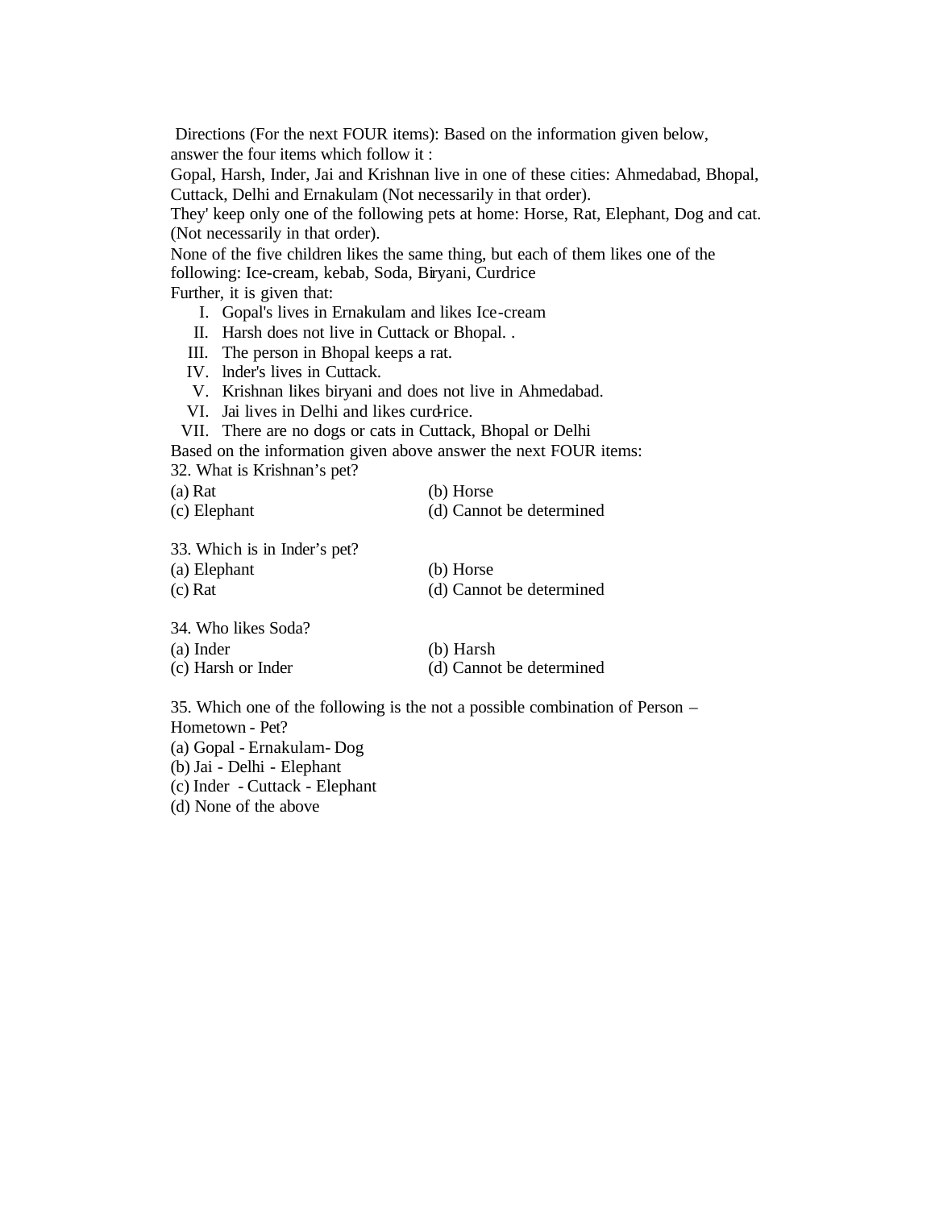Directions (For the next FOUR items): Based on the information given below, answer the four items which follow it :

Gopal, Harsh, Inder, Jai and Krishnan live in one of these cities: Ahmedabad, Bhopal, Cuttack, Delhi and Ernakulam (Not necessarily in that order).

They' keep only one of the following pets at home: Horse, Rat, Elephant, Dog and cat. (Not necessarily in that order).

None of the five children likes the same thing, but each of them likes one of the following: Ice-cream, kebab, Soda, Biryani, Curdrice

Further, it is given that:

I. Gopal's lives in Ernakulam and likes Ice-cream
II. Harsh does not live in Cuttack or Bhopal. .
III. The person in Bhopal keeps a rat.
IV. lnder's lives in Cuttack.
V. Krishnan likes biryani and does not live in Ahmedabad.
VI. Jai lives in Delhi and likes curd-rice.
VII. There are no dogs or cats in Cuttack, Bhopal or Delhi

Based on the information given above answer the next FOUR items:

32. What is Krishnan's pet?

(a) Rat (b) Horse
(c) Elephant (d) Cannot be determined

33. Which is in Inder's pet?

(a) Elephant (b) Horse
(c) Rat (d) Cannot be determined

34. Who likes Soda?

(a) Inder (b) Harsh
(c) Harsh or Inder (d) Cannot be determined

35. Which one of the following is the not a possible combination of Person – Hometown - Pet?

(a) Gopal - Ernakulam- Dog
(b) Jai - Delhi - Elephant
(c) Inder - Cuttack - Elephant
(d) None of the above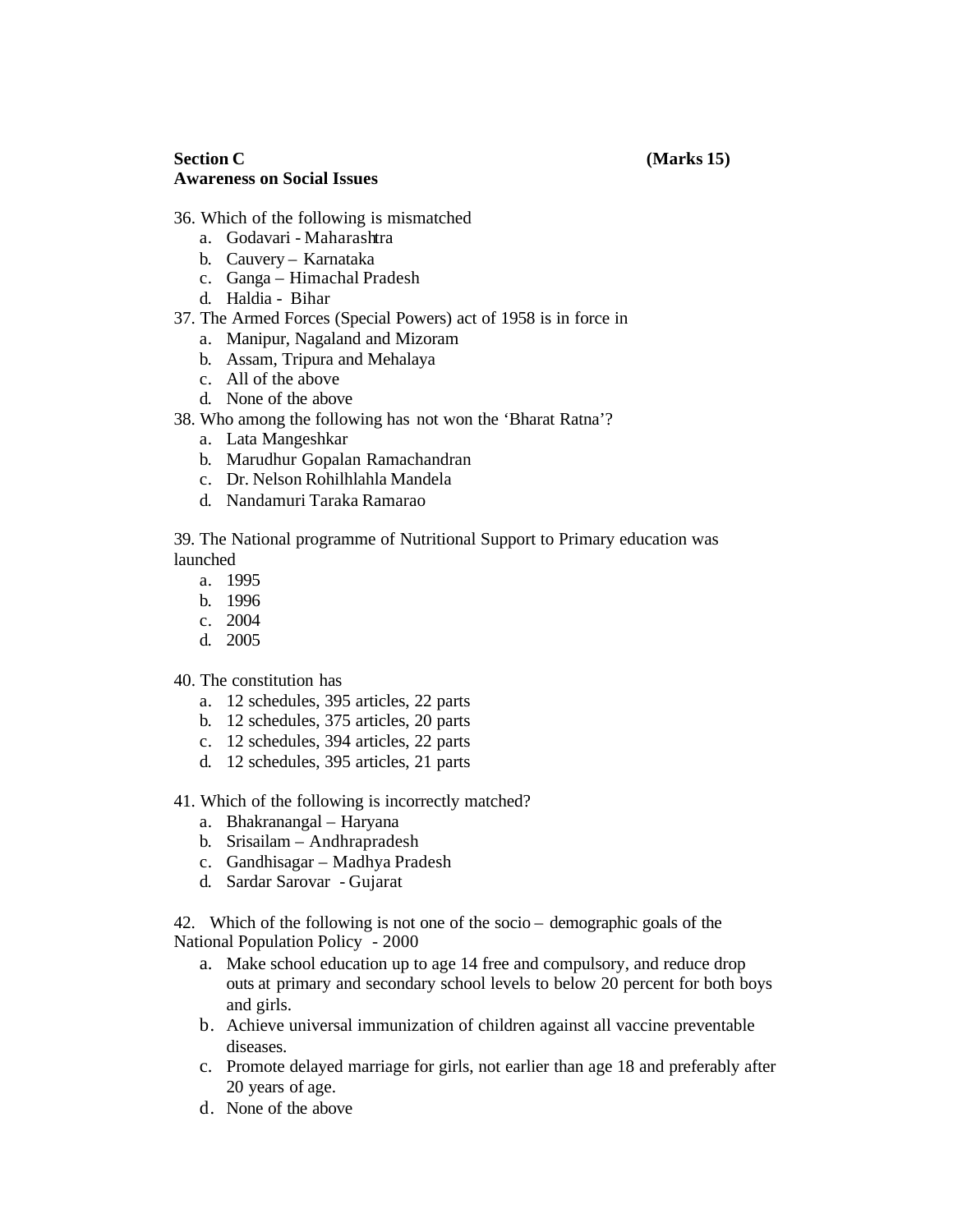**Section C** **(Marks 15)**
**Awareness on Social Issues**

36. Which of the following is mismatched
    a. Godavari - Maharashtra
    b. Cauvery – Karnataka
    c. Ganga – Himachal Pradesh
    d. Haldia - Bihar
37. The Armed Forces (Special Powers) act of 1958 is in force in
    a. Manipur, Nagaland and Mizoram
    b. Assam, Tripura and Mehalaya
    c. All of the above
    d. None of the above
38. Who among the following has not won the 'Bharat Ratna'?
    a. Lata Mangeshkar
    b. Marudhur Gopalan Ramachandran
    c. Dr. Nelson Rohilhlahla Mandela
    d. Nandamuri Taraka Ramarao

39. The National programme of Nutritional Support to Primary education was launched
    a. 1995
    b. 1996
    c. 2004
    d. 2005

40. The constitution has
    a. 12 schedules, 395 articles, 22 parts
    b. 12 schedules, 375 articles, 20 parts
    c. 12 schedules, 394 articles, 22 parts
    d. 12 schedules, 395 articles, 21 parts

41. Which of the following is incorrectly matched?
    a. Bhakranangal – Haryana
    b. Srisailam – Andhrapradesh
    c. Gandhisagar – Madhya Pradesh
    d. Sardar Sarovar - Gujarat

42. Which of the following is not one of the socio – demographic goals of the National Population Policy - 2000
    a. Make school education up to age 14 free and compulsory, and reduce drop outs at primary and secondary school levels to below 20 percent for both boys and girls.
    b. Achieve universal immunization of children against all vaccine preventable diseases.
    c. Promote delayed marriage for girls, not earlier than age 18 and preferably after 20 years of age.
    d. None of the above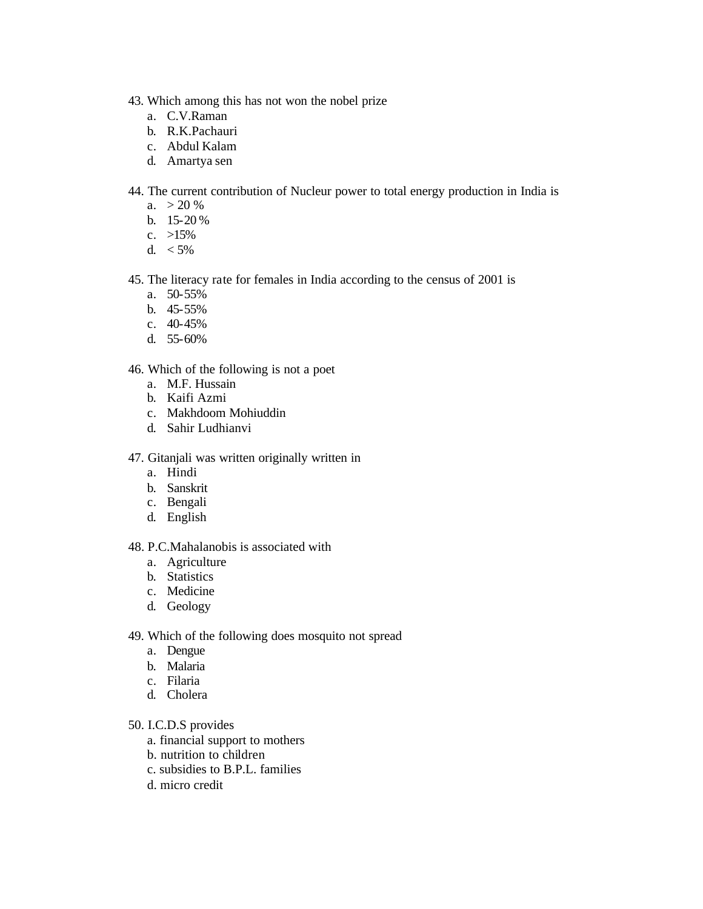43. Which among this has not won the nobel prize
    a. C.V.Raman
    b. R.K.Pachauri
    c. Abdul Kalam
    d. Amartya sen

44. The current contribution of Nucleur power to total energy production in India is
    a. > 20 %
    b. 15-20 %
    c. >15%
    d. < 5%

45. The literacy rate for females in India according to the census of 2001 is
    a. 50-55%
    b. 45-55%
    c. 40-45%
    d. 55-60%

46. Which of the following is not a poet
    a. M.F. Hussain
    b. Kaifi Azmi
    c. Makhdoom Mohiuddin
    d. Sahir Ludhianvi

47. Gitanjali was written originally written in
    a. Hindi
    b. Sanskrit
    c. Bengali
    d. English

48. P.C.Mahalanobis is associated with
    a. Agriculture
    b. Statistics
    c. Medicine
    d. Geology

49. Which of the following does mosquito not spread
    a. Dengue
    b. Malaria
    c. Filaria
    d. Cholera

50. I.C.D.S provides
    a. financial support to mothers
    b. nutrition to children
    c. subsidies to B.P.L. families
    d. micro credit